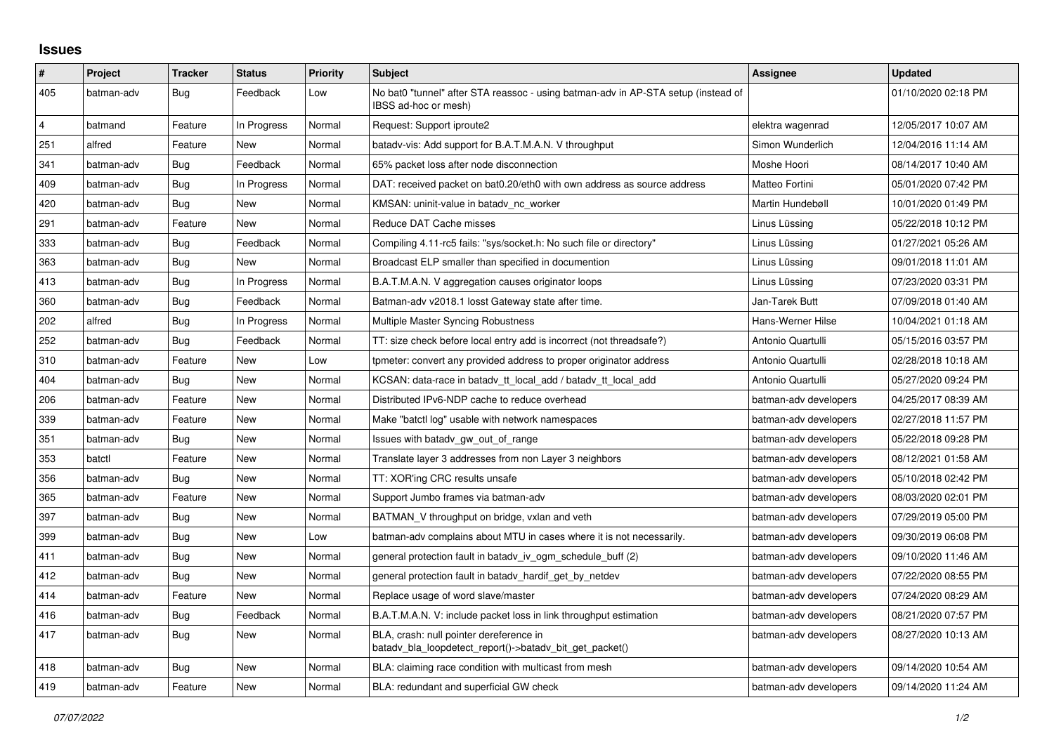# Issues

| # | Project | Tracker | Status | Priority | Subject | Assignee | Updated |
|---|---|---|---|---|---|---|---|
| 405 | batman-adv | Bug | Feedback | Low | No bat0 "tunnel" after STA reassoc - using batman-adv in AP-STA setup (instead of IBSS ad-hoc or mesh) | | 01/10/2020 02:18 PM |
| 4 | batmand | Feature | In Progress | Normal | Request: Support iproute2 | elektra wagenrad | 12/05/2017 10:07 AM |
| 251 | alfred | Feature | New | Normal | batadv-vis: Add support for B.A.T.M.A.N. V throughput | Simon Wunderlich | 12/04/2016 11:14 AM |
| 341 | batman-adv | Bug | Feedback | Normal | 65% packet loss after node disconnection | Moshe Hoori | 08/14/2017 10:40 AM |
| 409 | batman-adv | Bug | In Progress | Normal | DAT: received packet on bat0.20/eth0 with own address as source address | Matteo Fortini | 05/01/2020 07:42 PM |
| 420 | batman-adv | Bug | New | Normal | KMSAN: uninit-value in batadv_nc_worker | Martin Hundebøll | 10/01/2020 01:49 PM |
| 291 | batman-adv | Feature | New | Normal | Reduce DAT Cache misses | Linus Lüssing | 05/22/2018 10:12 PM |
| 333 | batman-adv | Bug | Feedback | Normal | Compiling 4.11-rc5 fails: "sys/socket.h: No such file or directory" | Linus Lüssing | 01/27/2021 05:26 AM |
| 363 | batman-adv | Bug | New | Normal | Broadcast ELP smaller than specified in documention | Linus Lüssing | 09/01/2018 11:01 AM |
| 413 | batman-adv | Bug | In Progress | Normal | B.A.T.M.A.N. V aggregation causes originator loops | Linus Lüssing | 07/23/2020 03:31 PM |
| 360 | batman-adv | Bug | Feedback | Normal | Batman-adv v2018.1 losst Gateway state after time. | Jan-Tarek Butt | 07/09/2018 01:40 AM |
| 202 | alfred | Bug | In Progress | Normal | Multiple Master Syncing Robustness | Hans-Werner Hilse | 10/04/2021 01:18 AM |
| 252 | batman-adv | Bug | Feedback | Normal | TT: size check before local entry add is incorrect (not threadsafe?) | Antonio Quartulli | 05/15/2016 03:57 PM |
| 310 | batman-adv | Feature | New | Low | tpmeter: convert any provided address to proper originator address | Antonio Quartulli | 02/28/2018 10:18 AM |
| 404 | batman-adv | Bug | New | Normal | KCSAN: data-race in batadv_tt_local_add / batadv_tt_local_add | Antonio Quartulli | 05/27/2020 09:24 PM |
| 206 | batman-adv | Feature | New | Normal | Distributed IPv6-NDP cache to reduce overhead | batman-adv developers | 04/25/2017 08:39 AM |
| 339 | batman-adv | Feature | New | Normal | Make "batctl log" usable with network namespaces | batman-adv developers | 02/27/2018 11:57 PM |
| 351 | batman-adv | Bug | New | Normal | Issues with batadv_gw_out_of_range | batman-adv developers | 05/22/2018 09:28 PM |
| 353 | batctl | Feature | New | Normal | Translate layer 3 addresses from non Layer 3 neighbors | batman-adv developers | 08/12/2021 01:58 AM |
| 356 | batman-adv | Bug | New | Normal | TT: XOR'ing CRC results unsafe | batman-adv developers | 05/10/2018 02:42 PM |
| 365 | batman-adv | Feature | New | Normal | Support Jumbo frames via batman-adv | batman-adv developers | 08/03/2020 02:01 PM |
| 397 | batman-adv | Bug | New | Normal | BATMAN_V throughput on bridge, vxlan and veth | batman-adv developers | 07/29/2019 05:00 PM |
| 399 | batman-adv | Bug | New | Low | batman-adv complains about MTU in cases where it is not necessarily. | batman-adv developers | 09/30/2019 06:08 PM |
| 411 | batman-adv | Bug | New | Normal | general protection fault in batadv_iv_ogm_schedule_buff (2) | batman-adv developers | 09/10/2020 11:46 AM |
| 412 | batman-adv | Bug | New | Normal | general protection fault in batadv_hardif_get_by_netdev | batman-adv developers | 07/22/2020 08:55 PM |
| 414 | batman-adv | Feature | New | Normal | Replace usage of word slave/master | batman-adv developers | 07/24/2020 08:29 AM |
| 416 | batman-adv | Bug | Feedback | Normal | B.A.T.M.A.N. V: include packet loss in link throughput estimation | batman-adv developers | 08/21/2020 07:57 PM |
| 417 | batman-adv | Bug | New | Normal | BLA, crash: null pointer dereference in batadv_bla_loopdetect_report()->batadv_bit_get_packet() | batman-adv developers | 08/27/2020 10:13 AM |
| 418 | batman-adv | Bug | New | Normal | BLA: claiming race condition with multicast from mesh | batman-adv developers | 09/14/2020 10:54 AM |
| 419 | batman-adv | Feature | New | Normal | BLA: redundant and superficial GW check | batman-adv developers | 09/14/2020 11:24 AM |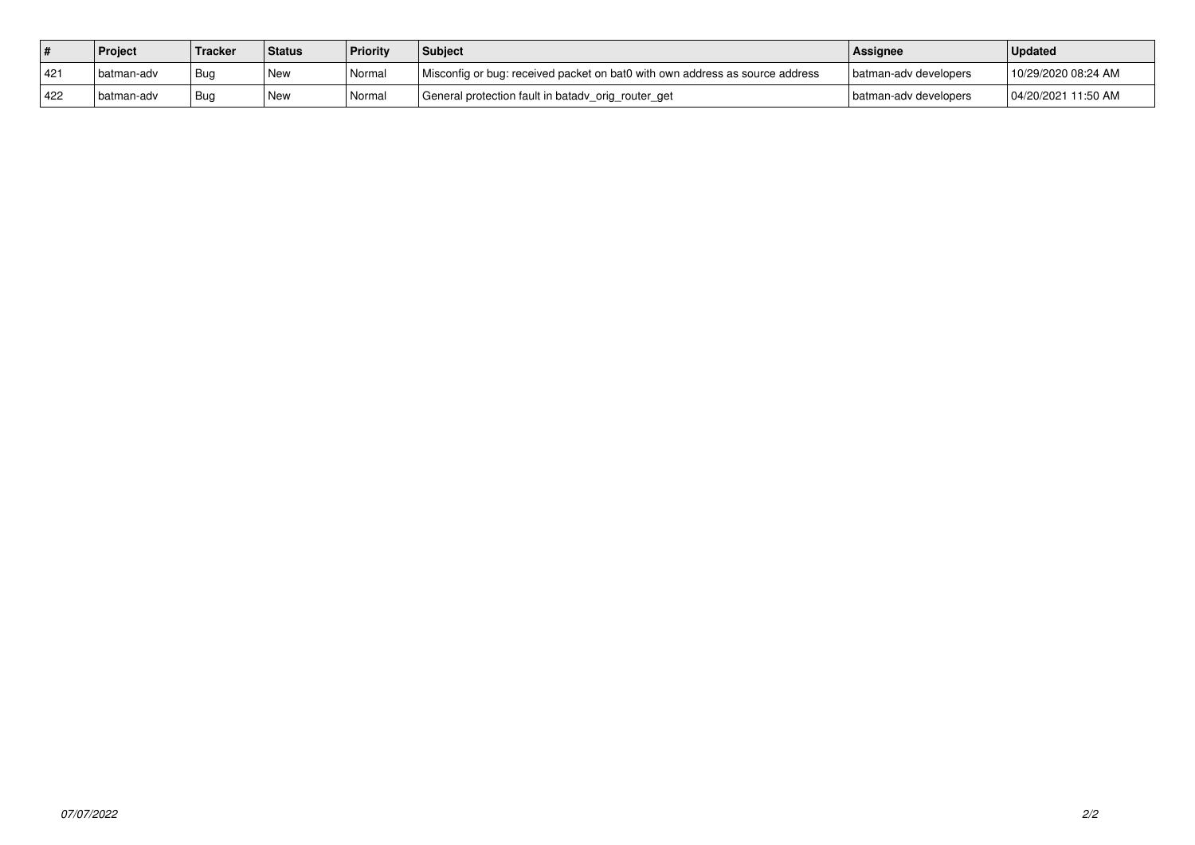| # | Project | Tracker | Status | Priority | Subject | Assignee | Updated |
|---|---|---|---|---|---|---|---|
| 421 | batman-adv | Bug | New | Normal | Misconfig or bug: received packet on bat0 with own address as source address | batman-adv developers | 10/29/2020 08:24 AM |
| 422 | batman-adv | Bug | New | Normal | General protection fault in batadv_orig_router_get | batman-adv developers | 04/20/2021 11:50 AM |

*07/07/2022*